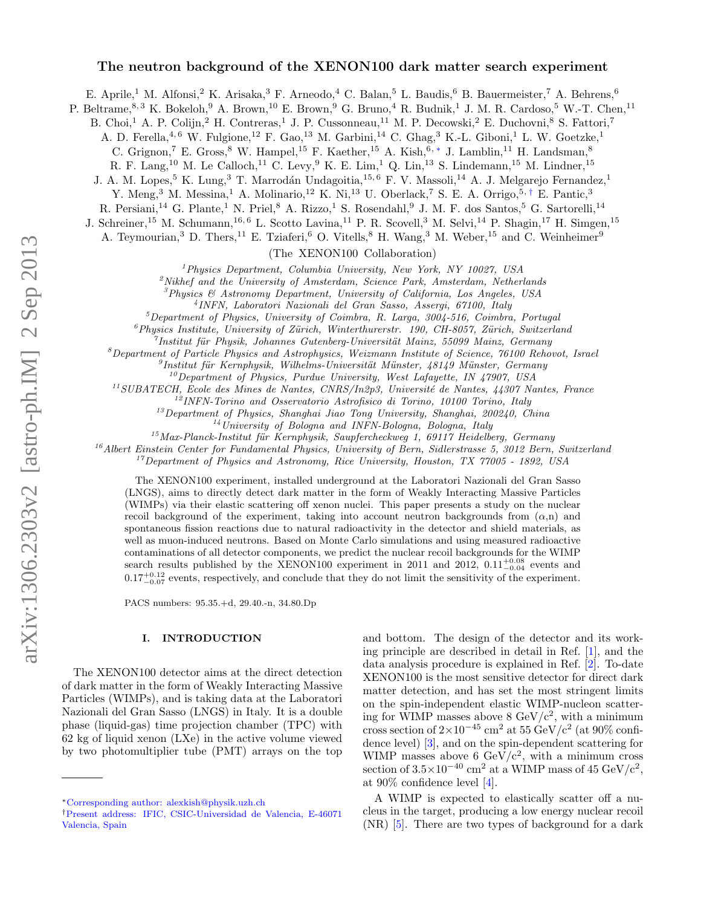# The neutron background of the XENON100 dark matter search experiment

E. Aprile,[1] M. Alfonsi,[2] K. Arisaka,[3] F. Arneodo,[4] C. Balan,[5] L. Baudis,[6] B. Bauermeister,[7] A. Behrens,[6] P. Beltrame,[8,3] K. Bokeloh,[9] A. Brown,[10] E. Brown,[9] G. Bruno,[4] R. Budnik,[1] J. M. R. Cardoso,[5] W.-T. Chen,[11] B. Choi,[1] A. P. Colijn,[2] H. Contreras,[1] J. P. Cussonneau,[11] M. P. Decowski,[2] E. Duchovni,[8] S. Fattori,[7] A. D. Ferella,[4,6] W. Fulgione,[12] F. Gao,[13] M. Garbini,[14] C. Ghag,[3] K.-L. Giboni,[1] L. W. Goetzke,[1] C. Grignon,[7] E. Gross,[8] W. Hampel,[15] F. Kaether,[15] A. Kish,[6,*] J. Lamblin,[11] H. Landsman,[8] R. F. Lang,[10] M. Le Calloch,[11] C. Levy,[9] K. E. Lim,[1] Q. Lin,[13] S. Lindemann,[15] M. Lindner,[15] J. A. M. Lopes,[5] K. Lung,[3] T. Marrodán Undagoitia,[15,6] F. V. Massoli,[14] A. J. Melgarejo Fernandez,[1] Y. Meng,[3] M. Messina,[1] A. Molinario,[12] K. Ni,[13] U. Oberlack,[7] S. E. A. Orrigo,[5,†] E. Pantic,[3] R. Persiani,[14] G. Plante,[1] N. Priel,[8] A. Rizzo,[1] S. Rosendahl,[9] J. M. F. dos Santos,[5] G. Sartorelli,[14] J. Schreiner,[15] M. Schumann,[16,6] L. Scotto Lavina,[11] P. R. Scovell,[3] M. Selvi,[14] P. Shagin,[17] H. Simgen,[15] A. Teymourian,[3] D. Thers,[11] E. Tziaferi,[6] O. Vitells,[8] H. Wang,[3] M. Weber,[15] and C. Weinheimer[9]

(The XENON100 Collaboration)

[1]*Physics Department, Columbia University, New York, NY 10027, USA*
[2]*Nikhef and the University of Amsterdam, Science Park, Amsterdam, Netherlands*
[3]*Physics & Astronomy Department, University of California, Los Angeles, USA*
[4]*INFN, Laboratori Nazionali del Gran Sasso, Assergi, 67100, Italy*
[5]*Department of Physics, University of Coimbra, R. Larga, 3004-516, Coimbra, Portugal*
[6]*Physics Institute, University of Zürich, Winterthurerstr. 190, CH-8057, Zürich, Switzerland*
[7]*Institut für Physik, Johannes Gutenberg-Universität Mainz, 55099 Mainz, Germany*
[8]*Department of Particle Physics and Astrophysics, Weizmann Institute of Science, 76100 Rehovot, Israel*
[9]*Institut für Kernphysik, Wilhelms-Universität Münster, 48149 Münster, Germany*
[10]*Department of Physics, Purdue University, West Lafayette, IN 47907, USA*
[11]*SUBATECH, Ecole des Mines de Nantes, CNRS/In2p3, Université de Nantes, 44307 Nantes, France*
[12]*INFN-Torino and Osservatorio Astrofisico di Torino, 10100 Torino, Italy*
[13]*Department of Physics, Shanghai Jiao Tong University, Shanghai, 200240, China*
[14]*University of Bologna and INFN-Bologna, Bologna, Italy*
[15]*Max-Planck-Institut für Kernphysik, Saupfercheckweg 1, 69117 Heidelberg, Germany*
[16]*Albert Einstein Center for Fundamental Physics, University of Bern, Sidlerstrasse 5, 3012 Bern, Switzerland*
[17]*Department of Physics and Astronomy, Rice University, Houston, TX 77005 - 1892, USA*

The XENON100 experiment, installed underground at the Laboratori Nazionali del Gran Sasso (LNGS), aims to directly detect dark matter in the form of Weakly Interacting Massive Particles (WIMPs) via their elastic scattering off xenon nuclei. This paper presents a study on the nuclear recoil background of the experiment, taking into account neutron backgrounds from ($\alpha$,n) and spontaneous fission reactions due to natural radioactivity in the detector and shield materials, as well as muon-induced neutrons. Based on Monte Carlo simulations and using measured radioactive contaminations of all detector components, we predict the nuclear recoil backgrounds for the WIMP search results published by the XENON100 experiment in 2011 and 2012, $0.11^{+0.08}_{-0.04}$ events and $0.17^{+0.12}_{-0.07}$ events, respectively, and conclude that they do not limit the sensitivity of the experiment.

PACS numbers: 95.35.+d, 29.40.-n, 34.80.Dp

## I. INTRODUCTION

The XENON100 detector aims at the direct detection of dark matter in the form of Weakly Interacting Massive Particles (WIMPs), and is taking data at the Laboratori Nazionali del Gran Sasso (LNGS) in Italy. It is a double phase (liquid-gas) time projection chamber (TPC) with 62 kg of liquid xenon (LXe) in the active volume viewed by two photomultiplier tube (PMT) arrays on the top and bottom. The design of the detector and its working principle are described in detail in Ref. [1], and the data analysis procedure is explained in Ref. [2]. To-date XENON100 is the most sensitive detector for direct dark matter detection, and has set the most stringent limits on the spin-independent elastic WIMP-nucleon scattering for WIMP masses above 8 GeV/c$^2$, with a minimum cross section of $2\times10^{-45}$ cm$^2$ at 55 GeV/c$^2$ (at 90% confidence level) [3], and on the spin-dependent scattering for WIMP masses above 6 GeV/c$^2$, with a minimum cross section of $3.5\times10^{-40}$ cm$^2$ at a WIMP mass of 45 GeV/c$^2$, at 90% confidence level [4].

A WIMP is expected to elastically scatter off a nucleus in the target, producing a low energy nuclear recoil (NR) [5]. There are two types of background for a dark

---

*Corresponding author: alexkish@physik.uzh.ch

†Present address: IFIC, CSIC-Universidad de Valencia, E-46071 Valencia, Spain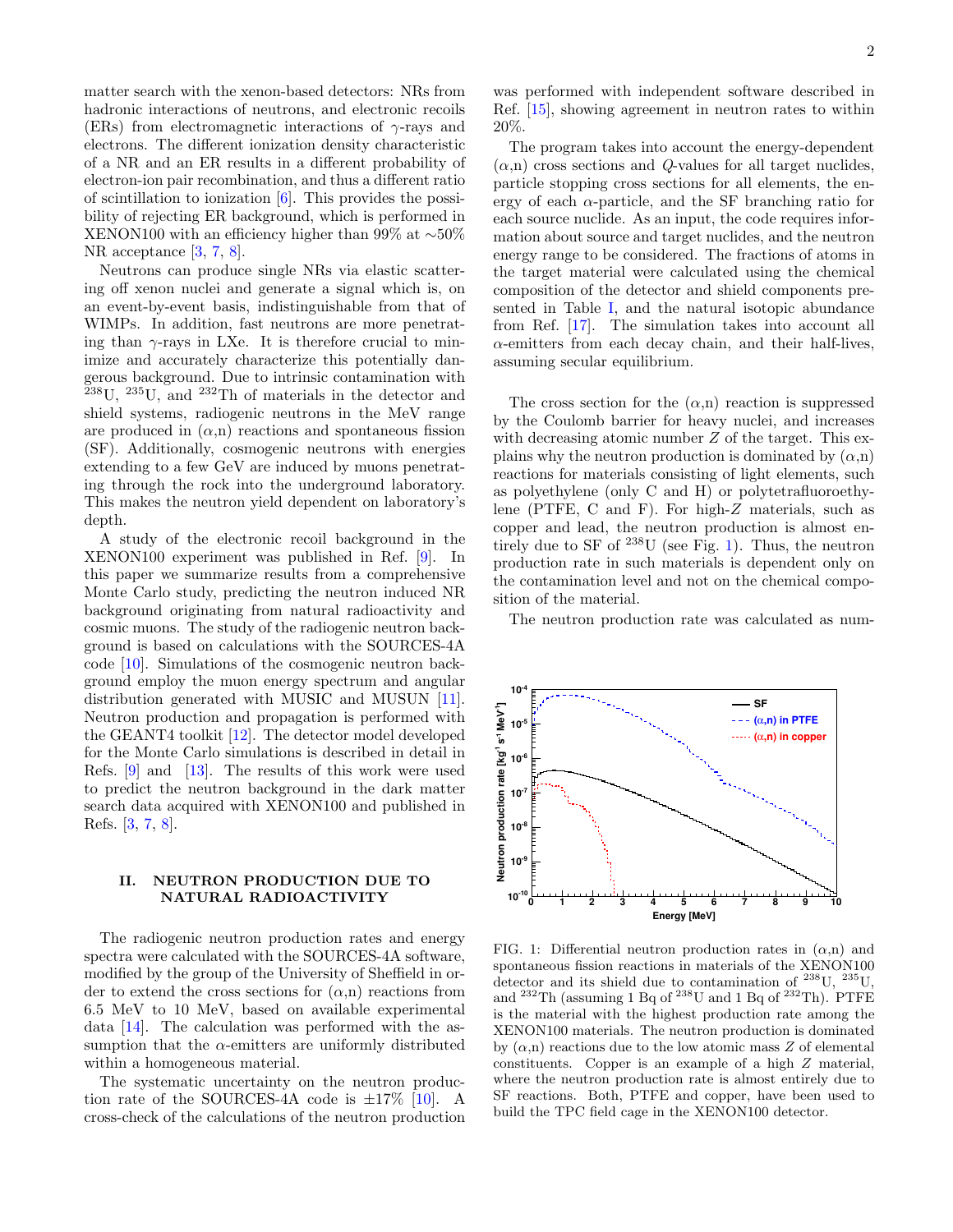matter search with the xenon-based detectors: NRs from hadronic interactions of neutrons, and electronic recoils (ERs) from electromagnetic interactions of $\gamma$-rays and electrons. The different ionization density characteristic of a NR and an ER results in a different probability of electron-ion pair recombination, and thus a different ratio of scintillation to ionization [6]. This provides the possibility of rejecting ER background, which is performed in XENON100 with an efficiency higher than 99% at ~50% NR acceptance [3, 7, 8].

Neutrons can produce single NRs via elastic scattering off xenon nuclei and generate a signal which is, on an event-by-event basis, indistinguishable from that of WIMPs. In addition, fast neutrons are more penetrating than $\gamma$-rays in LXe. It is therefore crucial to minimize and accurately characterize this potentially dangerous background. Due to intrinsic contamination with $^{238}$U, $^{235}$U, and $^{232}$Th of materials in the detector and shield systems, radiogenic neutrons in the MeV range are produced in ($\alpha$,n) reactions and spontaneous fission (SF). Additionally, cosmogenic neutrons with energies extending to a few GeV are induced by muons penetrating through the rock into the underground laboratory. This makes the neutron yield dependent on laboratory's depth.

A study of the electronic recoil background in the XENON100 experiment was published in Ref. [9]. In this paper we summarize results from a comprehensive Monte Carlo study, predicting the neutron induced NR background originating from natural radioactivity and cosmic muons. The study of the radiogenic neutron background is based on calculations with the SOURCES-4A code [10]. Simulations of the cosmogenic neutron background employ the muon energy spectrum and angular distribution generated with MUSIC and MUSUN [11]. Neutron production and propagation is performed with the GEANT4 toolkit [12]. The detector model developed for the Monte Carlo simulations is described in detail in Refs. [9] and [13]. The results of this work were used to predict the neutron background in the dark matter search data acquired with XENON100 and published in Refs. [3, 7, 8].

## II. NEUTRON PRODUCTION DUE TO NATURAL RADIOACTIVITY

The radiogenic neutron production rates and energy spectra were calculated with the SOURCES-4A software, modified by the group of the University of Sheffield in order to extend the cross sections for ($\alpha$,n) reactions from 6.5 MeV to 10 MeV, based on available experimental data [14]. The calculation was performed with the assumption that the $\alpha$-emitters are uniformly distributed within a homogeneous material.

The systematic uncertainty on the neutron production rate of the SOURCES-4A code is ±17% [10]. A cross-check of the calculations of the neutron production was performed with independent software described in Ref. [15], showing agreement in neutron rates to within 20%.

The program takes into account the energy-dependent ($\alpha$,n) cross sections and $Q$-values for all target nuclides, particle stopping cross sections for all elements, the energy of each $\alpha$-particle, and the SF branching ratio for each source nuclide. As an input, the code requires information about source and target nuclides, and the neutron energy range to be considered. The fractions of atoms in the target material were calculated using the chemical composition of the detector and shield components presented in Table I, and the natural isotopic abundance from Ref. [17]. The simulation takes into account all $\alpha$-emitters from each decay chain, and their half-lives, assuming secular equilibrium.

The cross section for the ($\alpha$,n) reaction is suppressed by the Coulomb barrier for heavy nuclei, and increases with decreasing atomic number $Z$ of the target. This explains why the neutron production is dominated by ($\alpha$,n) reactions for materials consisting of light elements, such as polyethylene (only C and H) or polytetrafluoroethylene (PTFE, C and F). For high-$Z$ materials, such as copper and lead, the neutron production is almost entirely due to SF of $^{238}$U (see Fig. 1). Thus, the neutron production rate in such materials is dependent only on the contamination level and not on the chemical composition of the material.

The neutron production rate was calculated as num-

FIG. 1: Differential neutron production rates in ($\alpha$,n) and spontaneous fission reactions in materials of the XENON100 detector and its shield due to contamination of $^{238}$U, $^{235}$U, and $^{232}$Th (assuming 1 Bq of $^{238}$U and 1 Bq of $^{232}$Th). PTFE is the material with the highest production rate among the XENON100 materials. The neutron production is dominated by ($\alpha$,n) reactions due to the low atomic mass $Z$ of elemental constituents. Copper is an example of a high $Z$ material, where the neutron production rate is almost entirely due to SF reactions. Both, PTFE and copper, have been used to build the TPC field cage in the XENON100 detector.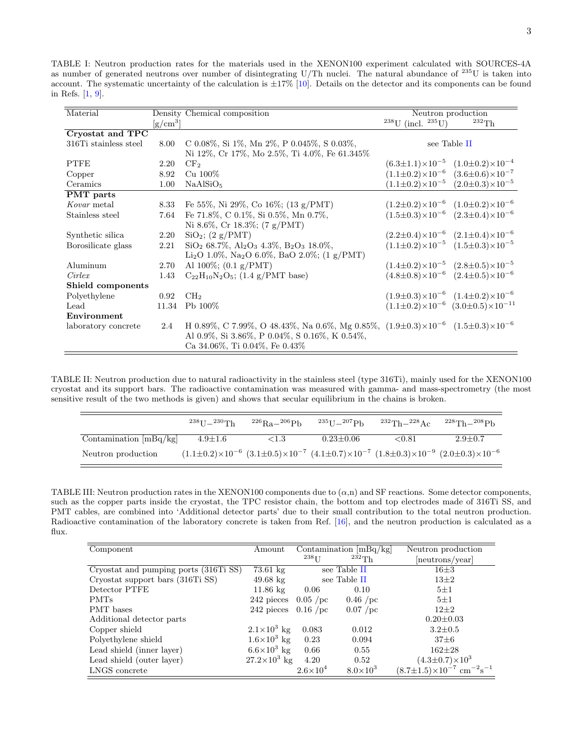TABLE I: Neutron production rates for the materials used in the XENON100 experiment calculated with SOURCES-4A as number of generated neutrons over number of disintegrating U/Th nuclei. The natural abundance of $^{235}$U is taken into account. The systematic uncertainty of the calculation is ±17% [10]. Details on the detector and its components can be found in Refs. [1, 9].

| Material | Density [g/cm$^3$] | Chemical composition | Neutron production $^{238}$U (incl. $^{235}$U) | $^{232}$Th |
|---|---|---|---|---|
| **Cryostat and TPC** | | | | |
| 316Ti stainless steel | 8.00 | C 0.08%, Si 1%, Mn 2%, P 0.045%, S 0.03%, Ni 12%, Cr 17%, Mo 2.5%, Ti 4.0%, Fe 61.345% | see Table II | |
| PTFE | 2.20 | $CF_2$ | $(6.3\pm1.1)\times10^{-5}$ | $(1.0\pm0.2)\times10^{-4}$ |
| Copper | 8.92 | Cu 100% | $(1.1\pm0.2)\times10^{-6}$ | $(3.6\pm0.6)\times10^{-7}$ |
| Ceramics | 1.00 | $NaAlSiO_5$ | $(1.1\pm0.2)\times10^{-5}$ | $(2.0\pm0.3)\times10^{-5}$ |
| **PMT parts** | | | | |
| *Kovar* metal | 8.33 | Fe 55%, Ni 29%, Co 16%; (13 g/PMT) | $(1.2\pm0.2)\times10^{-6}$ | $(1.0\pm0.2)\times10^{-6}$ |
| Stainless steel | 7.64 | Fe 71.8%, C 0.1%, Si 0.5%, Mn 0.7%, Ni 8.6%, Cr 18.3%; (7 g/PMT) | $(1.5\pm0.3)\times10^{-6}$ | $(2.3\pm0.4)\times10^{-6}$ |
| Synthetic silica | 2.20 | $SiO_2$; (2 g/PMT) | $(2.2\pm0.4)\times10^{-6}$ | $(2.1\pm0.4)\times10^{-6}$ |
| Borosilicate glass | 2.21 | $SiO_2$ 68.7%, $Al_2O_3$ 4.3%, $B_2O_3$ 18.0%, $Li_2O$ 1.0%, $Na_2O$ 6.0%, BaO 2.0%; (1 g/PMT) | $(1.1\pm0.2)\times10^{-5}$ | $(1.5\pm0.3)\times10^{-5}$ |
| Aluminum | 2.70 | Al 100%; (0.1 g/PMT) | $(1.4\pm0.2)\times10^{-5}$ | $(2.8\pm0.5)\times10^{-5}$ |
| *Cirlex* | 1.43 | $C_{22}H_{10}N_2O_5$; (1.4 g/PMT base) | $(4.8\pm0.8)\times10^{-6}$ | $(2.4\pm0.5)\times10^{-6}$ |
| **Shield components** | | | | |
| Polyethylene | 0.92 | $CH_2$ | $(1.9\pm0.3)\times10^{-6}$ | $(1.4\pm0.2)\times10^{-6}$ |
| Lead | 11.34 | Pb 100% | $(1.1\pm0.2)\times10^{-6}$ | $(3.0\pm0.5)\times10^{-11}$ |
| **Environment** | | | | |
| laboratory concrete | 2.4 | H 0.89%, C 7.99%, O 48.43%, Na 0.6%, Mg 0.85%, Al 0.9%, Si 3.86%, P 0.04%, S 0.16%, K 0.54%, Ca 34.06%, Ti 0.04%, Fe 0.43% | $(1.9\pm0.3)\times10^{-6}$ | $(1.5\pm0.3)\times10^{-6}$ |

TABLE II: Neutron production due to natural radioactivity in the stainless steel (type 316Ti), mainly used for the XENON100 cryostat and its support bars. The radioactive contamination was measured with gamma- and mass-spectrometry (the most sensitive result of the two methods is given) and shows that secular equilibrium in the chains is broken.

| | $^{238}$U$-^{230}$Th | $^{226}$Ra$-^{206}$Pb | $^{235}$U$-^{207}$Pb | $^{232}$Th$-^{228}$Ac | $^{228}$Th$-^{208}$Pb |
|---|---|---|---|---|---|
| Contamination [mBq/kg] | 4.9±1.6 | <1.3 | 0.23±0.06 | <0.81 | 2.9±0.7 |
| Neutron production | $(1.1\pm0.2)\times10^{-6}$ | $(3.1\pm0.5)\times10^{-7}$ | $(4.1\pm0.7)\times10^{-7}$ | $(1.8\pm0.3)\times10^{-9}$ | $(2.0\pm0.3)\times10^{-6}$ |

TABLE III: Neutron production rates in the XENON100 components due to (α,n) and SF reactions. Some detector components, such as the copper parts inside the cryostat, the TPC resistor chain, the bottom and top electrodes made of 316Ti SS, and PMT cables, are combined into 'Additional detector parts' due to their small contribution to the total neutron production. Radioactive contamination of the laboratory concrete is taken from Ref. [16], and the neutron production is calculated as a flux.

| Component | Amount | Contamination [mBq/kg] $^{238}$U | $^{232}$Th | Neutron production [neutrons/year] |
|---|---|---|---|---|
| Cryostat and pumping ports (316Ti SS) | 73.61 kg | see Table II | | 16±3 |
| Cryostat support bars (316Ti SS) | 49.68 kg | see Table II | | 13±2 |
| Detector PTFE | 11.86 kg | 0.06 | 0.10 | 5±1 |
| PMTs | 242 pieces | 0.05 /pc | 0.46 /pc | 5±1 |
| PMT bases | 242 pieces | 0.16 /pc | 0.07 /pc | 12±2 |
| Additional detector parts | | | | 0.20±0.03 |
| Copper shield | $2.1\times10^3$ kg | 0.083 | 0.012 | 3.2±0.5 |
| Polyethylene shield | $1.6\times10^3$ kg | 0.23 | 0.094 | 37±6 |
| Lead shield (inner layer) | $6.6\times10^3$ kg | 0.66 | 0.55 | 162±28 |
| Lead shield (outer layer) | $27.2\times10^3$ kg | 4.20 | 0.52 | $(4.3\pm0.7)\times10^3$ |
| LNGS concrete | | $2.6\times10^4$ | $8.0\times10^3$ | $(8.7\pm1.5)\times10^{-7}$ cm$^{-2}$s$^{-1}$ |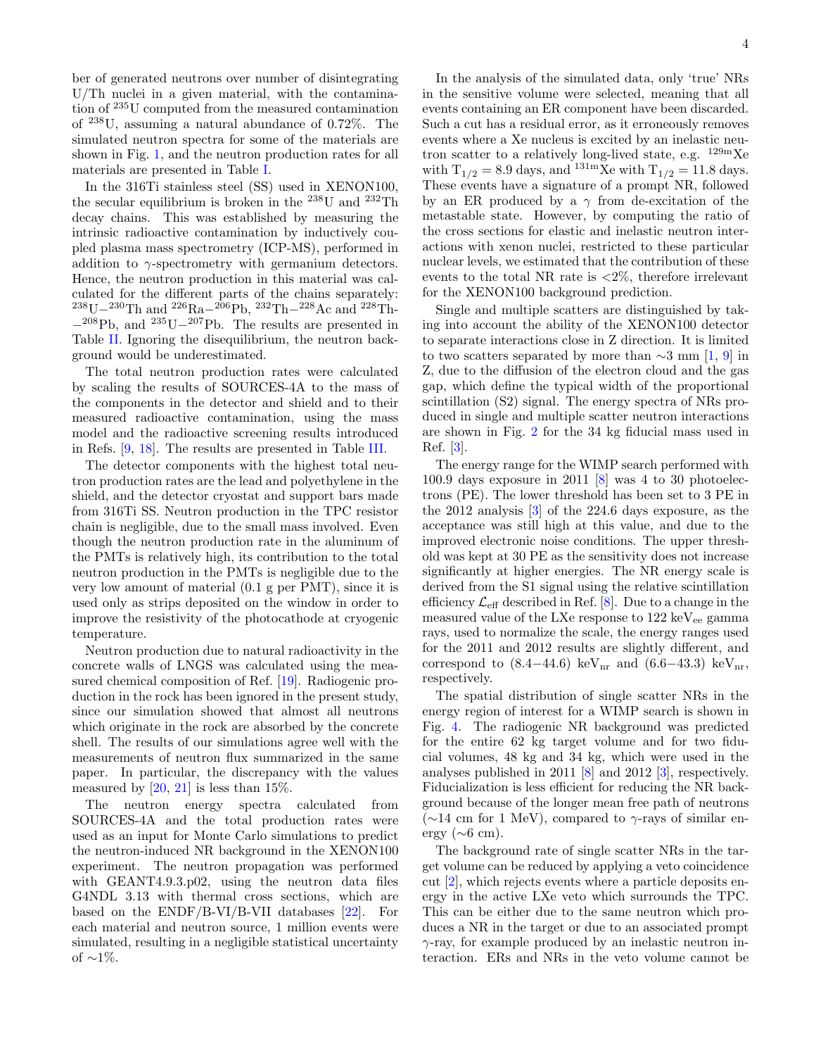ber of generated neutrons over number of disintegrating U/Th nuclei in a given material, with the contamination of $^{235}$U computed from the measured contamination of $^{238}$U, assuming a natural abundance of 0.72%. The simulated neutron spectra for some of the materials are shown in Fig. 1, and the neutron production rates for all materials are presented in Table I.

In the 316Ti stainless steel (SS) used in XENON100, the secular equilibrium is broken in the $^{238}$U and $^{232}$Th decay chains. This was established by measuring the intrinsic radioactive contamination by inductively coupled plasma mass spectrometry (ICP-MS), performed in addition to $\gamma$-spectrometry with germanium detectors. Hence, the neutron production in this material was calculated for the different parts of the chains separately: $^{238}$U$-$$^{230}$Th and $^{226}$Ra$-$$^{206}$Pb, $^{232}$Th$-$$^{228}$Ac and $^{228}$Th$-$$^{208}$Pb, and $^{235}$U$-$$^{207}$Pb. The results are presented in Table II. Ignoring the disequilibrium, the neutron background would be underestimated.

The total neutron production rates were calculated by scaling the results of SOURCES-4A to the mass of the components in the detector and shield and to their measured radioactive contamination, using the mass model and the radioactive screening results introduced in Refs. [9, 18]. The results are presented in Table III.

The detector components with the highest total neutron production rates are the lead and polyethylene in the shield, and the detector cryostat and support bars made from 316Ti SS. Neutron production in the TPC resistor chain is negligible, due to the small mass involved. Even though the neutron production rate in the aluminum of the PMTs is relatively high, its contribution to the total neutron production in the PMTs is negligible due to the very low amount of material (0.1 g per PMT), since it is used only as strips deposited on the window in order to improve the resistivity of the photocathode at cryogenic temperature.

Neutron production due to natural radioactivity in the concrete walls of LNGS was calculated using the measured chemical composition of Ref. [19]. Radiogenic production in the rock has been ignored in the present study, since our simulation showed that almost all neutrons which originate in the rock are absorbed by the concrete shell. The results of our simulations agree well with the measurements of neutron flux summarized in the same paper. In particular, the discrepancy with the values measured by [20, 21] is less than 15%.

The neutron energy spectra calculated from SOURCES-4A and the total production rates were used as an input for Monte Carlo simulations to predict the neutron-induced NR background in the XENON100 experiment. The neutron propagation was performed with GEANT4.9.3.p02, using the neutron data files G4NDL 3.13 with thermal cross sections, which are based on the ENDF/B-VI/B-VII databases [22]. For each material and neutron source, 1 million events were simulated, resulting in a negligible statistical uncertainty of $\sim$1%.

In the analysis of the simulated data, only 'true' NRs in the sensitive volume were selected, meaning that all events containing an ER component have been discarded. Such a cut has a residual error, as it erroneously removes events where a Xe nucleus is excited by an inelastic neutron scatter to a relatively long-lived state, e.g. $^{129\text{m}}$Xe with $T_{1/2} = 8.9$ days, and $^{131\text{m}}$Xe with $T_{1/2} = 11.8$ days. These events have a signature of a prompt NR, followed by an ER produced by a $\gamma$ from de-excitation of the metastable state. However, by computing the ratio of the cross sections for elastic and inelastic neutron interactions with xenon nuclei, restricted to these particular nuclear levels, we estimated that the contribution of these events to the total NR rate is $<$2%, therefore irrelevant for the XENON100 background prediction.

Single and multiple scatters are distinguished by taking into account the ability of the XENON100 detector to separate interactions close in Z direction. It is limited to two scatters separated by more than $\sim$3 mm [1, 9] in Z, due to the diffusion of the electron cloud and the gas gap, which define the typical width of the proportional scintillation (S2) signal. The energy spectra of NRs produced in single and multiple scatter neutron interactions are shown in Fig. 2 for the 34 kg fiducial mass used in Ref. [3].

The energy range for the WIMP search performed with 100.9 days exposure in 2011 [8] was 4 to 30 photoelectrons (PE). The lower threshold has been set to 3 PE in the 2012 analysis [3] of the 224.6 days exposure, as the acceptance was still high at this value, and due to the improved electronic noise conditions. The upper threshold was kept at 30 PE as the sensitivity does not increase significantly at higher energies. The NR energy scale is derived from the S1 signal using the relative scintillation efficiency $\mathcal{L}_{\text{eff}}$ described in Ref. [8]. Due to a change in the measured value of the LXe response to 122 keV$_{\text{ee}}$ gamma rays, used to normalize the scale, the energy ranges used for the 2011 and 2012 results are slightly different, and correspond to $(8.4-44.6)$ keV$_{\text{nr}}$ and $(6.6-43.3)$ keV$_{\text{nr}}$, respectively.

The spatial distribution of single scatter NRs in the energy region of interest for a WIMP search is shown in Fig. 4. The radiogenic NR background was predicted for the entire 62 kg target volume and for two fiducial volumes, 48 kg and 34 kg, which were used in the analyses published in 2011 [8] and 2012 [3], respectively. Fiducialization is less efficient for reducing the NR background because of the longer mean free path of neutrons ($\sim$14 cm for 1 MeV), compared to $\gamma$-rays of similar energy ($\sim$6 cm).

The background rate of single scatter NRs in the target volume can be reduced by applying a veto coincidence cut [2], which rejects events where a particle deposits energy in the active LXe veto which surrounds the TPC. This can be either due to the same neutron which produces a NR in the target or due to an associated prompt $\gamma$-ray, for example produced by an inelastic neutron interaction. ERs and NRs in the veto volume cannot be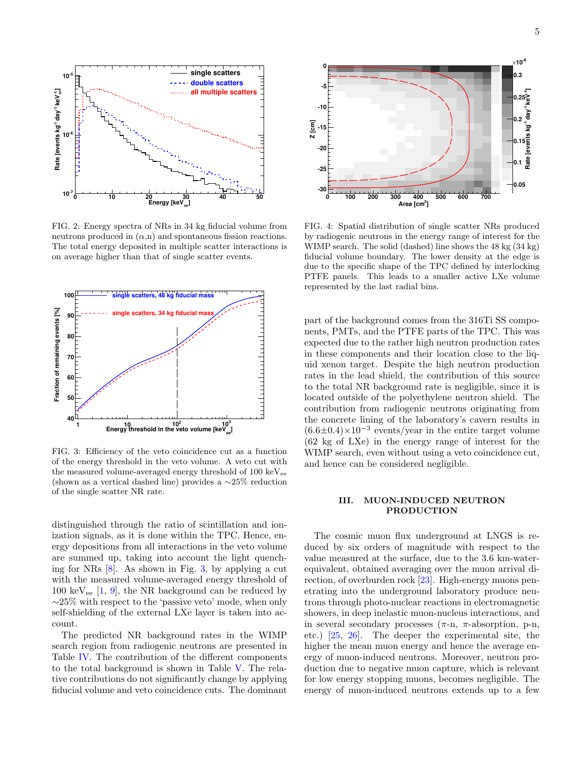FIG. 2: Energy spectra of NRs in 34 kg fiducial volume from neutrons produced in $(\alpha,n)$ and spontaneous fission reactions. The total energy deposited in multiple scatter interactions is on average higher than that of single scatter events.

FIG. 3: Efficiency of the veto coincidence cut as a function of the energy threshold in the veto volume. A veto cut with the measured volume-averaged energy threshold of 100 keV$_{ee}$ (shown as a vertical dashed line) provides a ∼25% reduction of the single scatter NR rate.

distinguished through the ratio of scintillation and ionization signals, as it is done within the TPC. Hence, energy depositions from all interactions in the veto volume are summed up, taking into account the light quenching for NRs [8]. As shown in Fig. 3, by applying a cut with the measured volume-averaged energy threshold of 100 keV$_{ee}$ [1, 9], the NR background can be reduced by ∼25% with respect to the 'passive veto' mode, when only self-shielding of the external LXe layer is taken into account.

The predicted NR background rates in the WIMP search region from radiogenic neutrons are presented in Table IV. The contribution of the different components to the total background is shown in Table V. The relative contributions do not significantly change by applying fiducial volume and veto coincidence cuts. The dominant

FIG. 4: Spatial distribution of single scatter NRs produced by radiogenic neutrons in the energy range of interest for the WIMP search. The solid (dashed) line shows the 48 kg (34 kg) fiducial volume boundary. The lower density at the edge is due to the specific shape of the TPC defined by interlocking PTFE panels. This leads to a smaller active LXe volume represented by the last radial bins.

part of the background comes from the 316Ti SS components, PMTs, and the PTFE parts of the TPC. This was expected due to the rather high neutron production rates in these components and their location close to the liquid xenon target. Despite the high neutron production rates in the lead shield, the contribution of this source to the total NR background rate is negligible, since it is located outside of the polyethylene neutron shield. The contribution from radiogenic neutrons originating from the concrete lining of the laboratory's cavern results in $(6.6\pm0.4)\times10^{-3}$ events/year in the entire target volume (62 kg of LXe) in the energy range of interest for the WIMP search, even without using a veto coincidence cut, and hence can be considered negligible.

## III. MUON-INDUCED NEUTRON PRODUCTION

The cosmic muon flux underground at LNGS is reduced by six orders of magnitude with respect to the value measured at the surface, due to the 3.6 km-water-equivalent, obtained averaging over the muon arrival direction, of overburden rock [23]. High-energy muons penetrating into the underground laboratory produce neutrons through photo-nuclear reactions in electromagnetic showers, in deep inelastic muon-nucleus interactions, and in several secondary processes ($\pi$-n, $\pi$-absorption, p-n, etc.) [25, 26]. The deeper the experimental site, the higher the mean muon energy and hence the average energy of muon-induced neutrons. Moreover, neutron production due to negative muon capture, which is relevant for low energy stopping muons, becomes negligible. The energy of muon-induced neutrons extends up to a few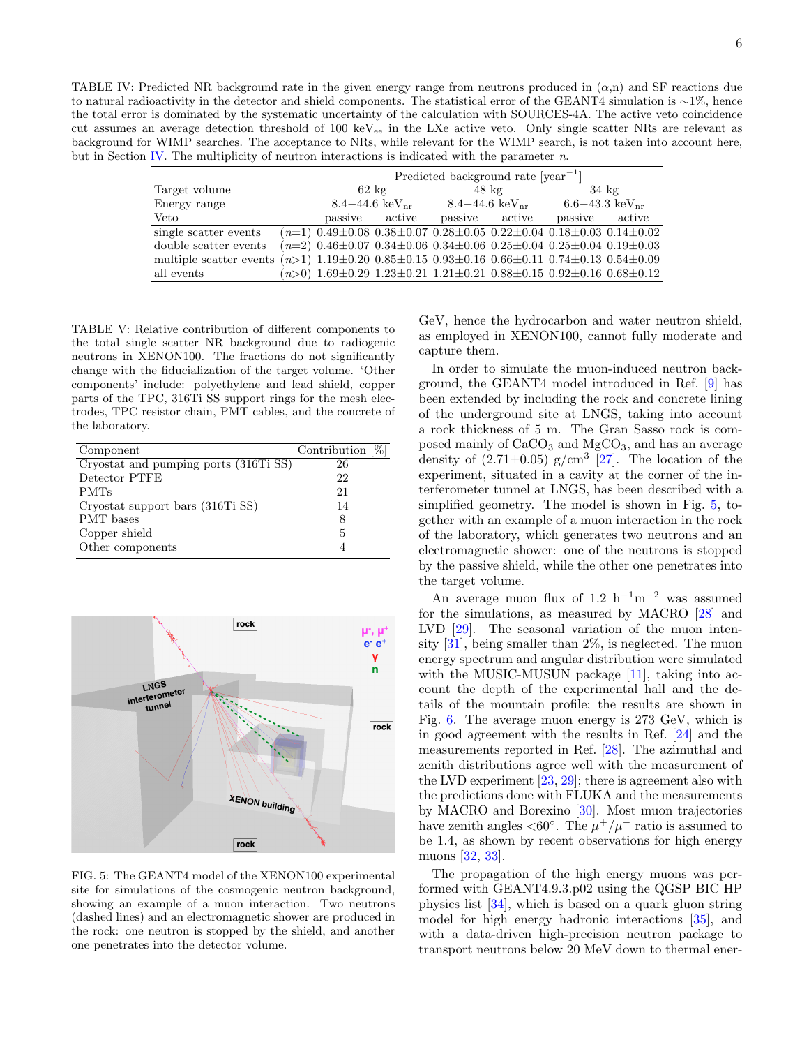TABLE IV: Predicted NR background rate in the given energy range from neutrons produced in ($\alpha$,n) and SF reactions due to natural radioactivity in the detector and shield components. The statistical error of the GEANT4 simulation is ~1%, hence the total error is dominated by the systematic uncertainty of the calculation with SOURCES-4A. The active veto coincidence cut assumes an average detection threshold of 100 keV$_{ee}$ in the LXe active veto. Only single scatter NRs are relevant as background for WIMP searches. The acceptance to NRs, while relevant for the WIMP search, is not taken into account here, but in Section IV. The multiplicity of neutron interactions is indicated with the parameter $n$.

| | | Predicted background rate [year$^{-1}$] | | | | | |
|---|---|---|---|---|---|---|---|
| Target volume | | 62 kg | | 48 kg | | 34 kg | |
| Energy range | | 8.4−44.6 keV$_{nr}$ | | 8.4−44.6 keV$_{nr}$ | | 6.6−43.3 keV$_{nr}$ | |
| Veto | | passive | active | passive | active | passive | active |
| single scatter events | ($n$=1) | 0.49±0.08 | 0.38±0.07 | 0.28±0.05 | 0.22±0.04 | 0.18±0.03 | 0.14±0.02 |
| double scatter events | ($n$=2) | 0.46±0.07 | 0.34±0.06 | 0.34±0.06 | 0.25±0.04 | 0.25±0.04 | 0.19±0.03 |
| multiple scatter events | ($n$>1) | 1.19±0.20 | 0.85±0.15 | 0.93±0.16 | 0.66±0.11 | 0.74±0.13 | 0.54±0.09 |
| all events | ($n$>0) | 1.69±0.29 | 1.23±0.21 | 1.21±0.21 | 0.88±0.15 | 0.92±0.16 | 0.68±0.12 |

TABLE V: Relative contribution of different components to the total single scatter NR background due to radiogenic neutrons in XENON100. The fractions do not significantly change with the fiducialization of the target volume. 'Other components' include: polyethylene and lead shield, copper parts of the TPC, 316Ti SS support rings for the mesh electrodes, TPC resistor chain, PMT cables, and the concrete of the laboratory.

| Component | Contribution [%] |
|---|---|
| Cryostat and pumping ports (316Ti SS) | 26 |
| Detector PTFE | 22 |
| PMTs | 21 |
| Cryostat support bars (316Ti SS) | 14 |
| PMT bases | 8 |
| Copper shield | 5 |
| Other components | 4 |

FIG. 5: The GEANT4 model of the XENON100 experimental site for simulations of the cosmogenic neutron background, showing an example of a muon interaction. Two neutrons (dashed lines) and an electromagnetic shower are produced in the rock: one neutron is stopped by the shield, and another one penetrates into the detector volume.

GeV, hence the hydrocarbon and water neutron shield, as employed in XENON100, cannot fully moderate and capture them.

In order to simulate the muon-induced neutron background, the GEANT4 model introduced in Ref. [9] has been extended by including the rock and concrete lining of the underground site at LNGS, taking into account a rock thickness of 5 m. The Gran Sasso rock is composed mainly of $CaCO_3$ and $MgCO_3$, and has an average density of (2.71±0.05) g/cm$^3$ [27]. The location of the experiment, situated in a cavity at the corner of the interferometer tunnel at LNGS, has been described with a simplified geometry. The model is shown in Fig. 5, together with an example of a muon interaction in the rock of the laboratory, which generates two neutrons and an electromagnetic shower: one of the neutrons is stopped by the passive shield, while the other one penetrates into the target volume.

An average muon flux of 1.2 h$^{-1}$m$^{-2}$ was assumed for the simulations, as measured by MACRO [28] and LVD [29]. The seasonal variation of the muon intensity [31], being smaller than 2%, is neglected. The muon energy spectrum and angular distribution were simulated with the MUSIC-MUSUN package [11], taking into account the depth of the experimental hall and the details of the mountain profile; the results are shown in Fig. 6. The average muon energy is 273 GeV, which is in good agreement with the results in Ref. [24] and the measurements reported in Ref. [28]. The azimuthal and zenith distributions agree well with the measurement of the LVD experiment [23, 29]; there is agreement also with the predictions done with FLUKA and the measurements by MACRO and Borexino [30]. Most muon trajectories have zenith angles <60°. The $\mu^+/\mu^-$ ratio is assumed to be 1.4, as shown by recent observations for high energy muons [32, 33].

The propagation of the high energy muons was performed with GEANT4.9.3.p02 using the QGSP BIC HP physics list [34], which is based on a quark gluon string model for high energy hadronic interactions [35], and with a data-driven high-precision neutron package to transport neutrons below 20 MeV down to thermal ener-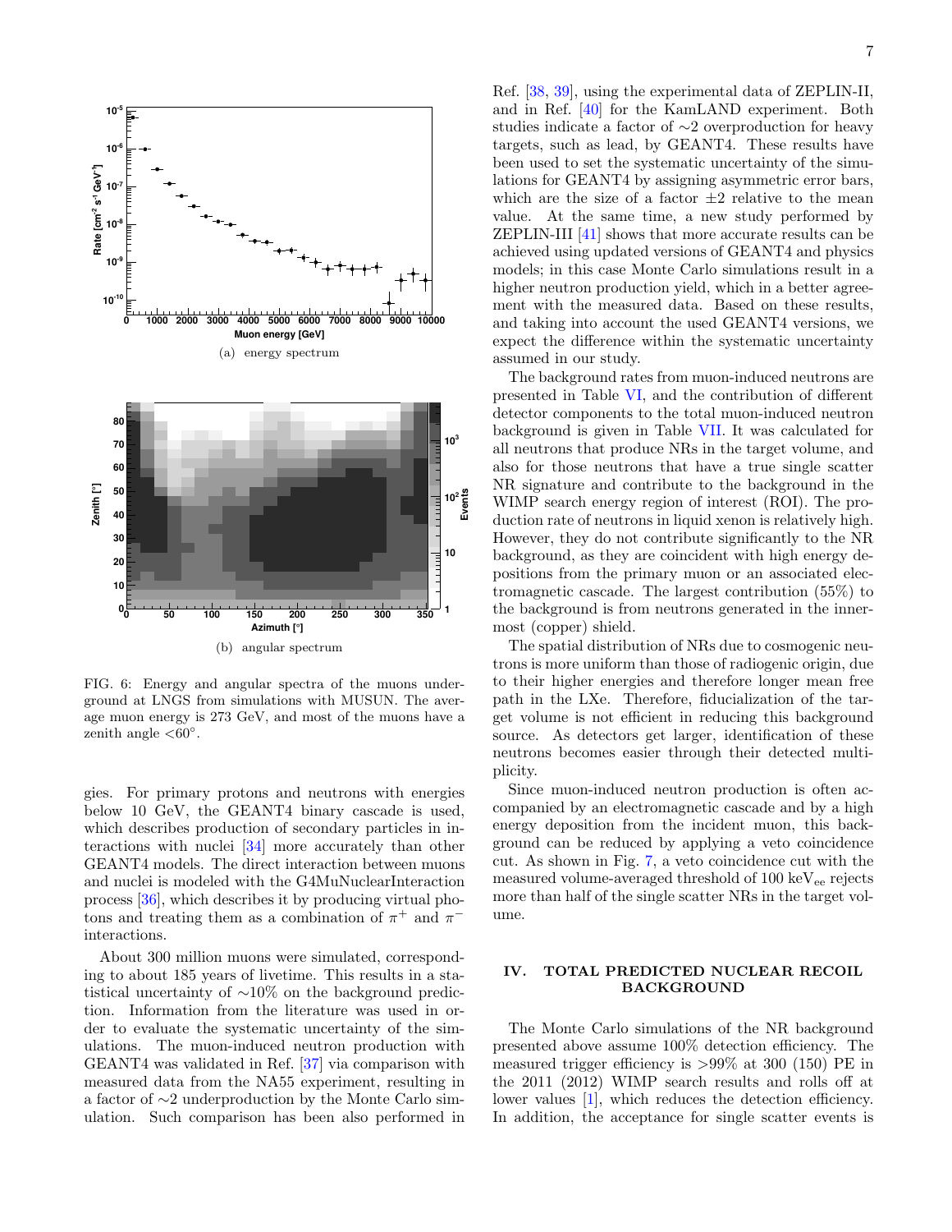(a) energy spectrum

(b) angular spectrum

FIG. 6: Energy and angular spectra of the muons underground at LNGS from simulations with MUSUN. The average muon energy is 273 GeV, and most of the muons have a zenith angle <60°.

gies. For primary protons and neutrons with energies below 10 GeV, the GEANT4 binary cascade is used, which describes production of secondary particles in interactions with nuclei [34] more accurately than other GEANT4 models. The direct interaction between muons and nuclei is modeled with the G4MuNuclearInteraction process [36], which describes it by producing virtual photons and treating them as a combination of $\pi^+$ and $\pi^-$ interactions.

About 300 million muons were simulated, corresponding to about 185 years of livetime. This results in a statistical uncertainty of ∼10% on the background prediction. Information from the literature was used in order to evaluate the systematic uncertainty of the simulations. The muon-induced neutron production with GEANT4 was validated in Ref. [37] via comparison with measured data from the NA55 experiment, resulting in a factor of ∼2 underproduction by the Monte Carlo simulation. Such comparison has been also performed in Ref. [38, 39], using the experimental data of ZEPLIN-II, and in Ref. [40] for the KamLAND experiment. Both studies indicate a factor of ∼2 overproduction for heavy targets, such as lead, by GEANT4. These results have been used to set the systematic uncertainty of the simulations for GEANT4 by assigning asymmetric error bars, which are the size of a factor ±2 relative to the mean value. At the same time, a new study performed by ZEPLIN-III [41] shows that more accurate results can be achieved using updated versions of GEANT4 and physics models; in this case Monte Carlo simulations result in a higher neutron production yield, which in a better agreement with the measured data. Based on these results, and taking into account the used GEANT4 versions, we expect the difference within the systematic uncertainty assumed in our study.

The background rates from muon-induced neutrons are presented in Table VI, and the contribution of different detector components to the total muon-induced neutron background is given in Table VII. It was calculated for all neutrons that produce NRs in the target volume, and also for those neutrons that have a true single scatter NR signature and contribute to the background in the WIMP search energy region of interest (ROI). The production rate of neutrons in liquid xenon is relatively high. However, they do not contribute significantly to the NR background, as they are coincident with high energy depositions from the primary muon or an associated electromagnetic cascade. The largest contribution (55%) to the background is from neutrons generated in the innermost (copper) shield.

The spatial distribution of NRs due to cosmogenic neutrons is more uniform than those of radiogenic origin, due to their higher energies and therefore longer mean free path in the LXe. Therefore, fiducialization of the target volume is not efficient in reducing this background source. As detectors get larger, identification of these neutrons becomes easier through their detected multiplicity.

Since muon-induced neutron production is often accompanied by an electromagnetic cascade and by a high energy deposition from the incident muon, this background can be reduced by applying a veto coincidence cut. As shown in Fig. 7, a veto coincidence cut with the measured volume-averaged threshold of 100 $\mathrm{keV_{ee}}$ rejects more than half of the single scatter NRs in the target volume.

## IV. TOTAL PREDICTED NUCLEAR RECOIL BACKGROUND

The Monte Carlo simulations of the NR background presented above assume 100% detection efficiency. The measured trigger efficiency is >99% at 300 (150) PE in the 2011 (2012) WIMP search results and rolls off at lower values [1], which reduces the detection efficiency. In addition, the acceptance for single scatter events is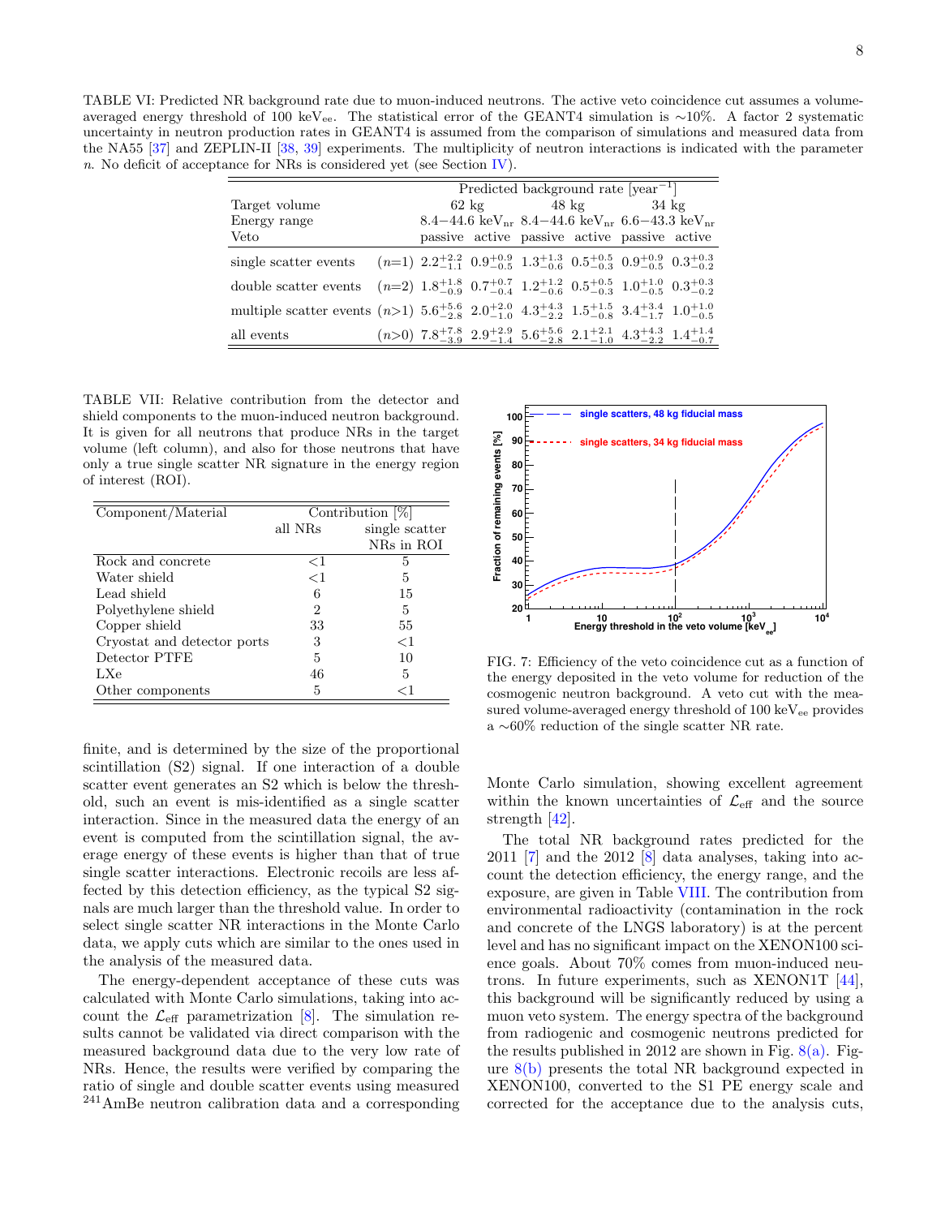TABLE VI: Predicted NR background rate due to muon-induced neutrons. The active veto coincidence cut assumes a volume-averaged energy threshold of 100 keV$_{ee}$. The statistical error of the GEANT4 simulation is ∼10%. A factor 2 systematic uncertainty in neutron production rates in GEANT4 is assumed from the comparison of simulations and measured data from the NA55 [37] and ZEPLIN-II [38, 39] experiments. The multiplicity of neutron interactions is indicated with the parameter $n$. No deficit of acceptance for NRs is considered yet (see Section IV).

| | | Predicted background rate [year$^{-1}$] | | | | | |
|---|---|---|---|---|---|---|---|
| Target volume | | 62 kg | | 48 kg | | 34 kg | |
| Energy range | | 8.4−44.6 keV$_{nr}$ | | 8.4−44.6 keV$_{nr}$ | | 6.6−43.3 keV$_{nr}$ | |
| Veto | | passive | active | passive | active | passive | active |
| single scatter events | ($n$=1) | $2.2^{+2.2}_{-1.1}$ | $0.9^{+0.9}_{-0.5}$ | $1.3^{+1.3}_{-0.6}$ | $0.5^{+0.5}_{-0.3}$ | $0.9^{+0.9}_{-0.5}$ | $0.3^{+0.3}_{-0.2}$ |
| double scatter events | ($n$=2) | $1.8^{+1.8}_{-0.9}$ | $0.7^{+0.7}_{-0.4}$ | $1.2^{+1.2}_{-0.6}$ | $0.5^{+0.5}_{-0.3}$ | $1.0^{+1.0}_{-0.5}$ | $0.3^{+0.3}_{-0.2}$ |
| multiple scatter events | ($n$>1) | $5.6^{+5.6}_{-2.8}$ | $2.0^{+2.0}_{-1.0}$ | $4.3^{+4.3}_{-2.2}$ | $1.5^{+1.5}_{-0.8}$ | $3.4^{+3.4}_{-1.7}$ | $1.0^{+1.0}_{-0.5}$ |
| all events | ($n$>0) | $7.8^{+7.8}_{-3.9}$ | $2.9^{+2.9}_{-1.4}$ | $5.6^{+5.6}_{-2.8}$ | $2.1^{+2.1}_{-1.0}$ | $4.3^{+4.3}_{-2.2}$ | $1.4^{+1.4}_{-0.7}$ |

TABLE VII: Relative contribution from the detector and shield components to the muon-induced neutron background. It is given for all neutrons that produce NRs in the target volume (left column), and also for those neutrons that have only a true single scatter NR signature in the energy region of interest (ROI).

| Component/Material | Contribution [%] | |
|---|---|---|
| | all NRs | single scatter NRs in ROI |
| Rock and concrete | <1 | 5 |
| Water shield | <1 | 5 |
| Lead shield | 6 | 15 |
| Polyethylene shield | 2 | 5 |
| Copper shield | 33 | 55 |
| Cryostat and detector ports | 3 | <1 |
| Detector PTFE | 5 | 10 |
| LXe | 46 | 5 |
| Other components | 5 | <1 |

FIG. 7: Efficiency of the veto coincidence cut as a function of the energy deposited in the veto volume for reduction of the cosmogenic neutron background. A veto cut with the measured volume-averaged energy threshold of 100 keV$_{ee}$ provides a ∼60% reduction of the single scatter NR rate.

finite, and is determined by the size of the proportional scintillation (S2) signal. If one interaction of a double scatter event generates an S2 which is below the threshold, such an event is mis-identified as a single scatter interaction. Since in the measured data the energy of an event is computed from the scintillation signal, the average energy of these events is higher than that of true single scatter interactions. Electronic recoils are less affected by this detection efficiency, as the typical S2 signals are much larger than the threshold value. In order to select single scatter NR interactions in the Monte Carlo data, we apply cuts which are similar to the ones used in the analysis of the measured data.

The energy-dependent acceptance of these cuts was calculated with Monte Carlo simulations, taking into account the $\mathcal{L}_{\rm eff}$ parametrization [8]. The simulation results cannot be validated via direct comparison with the measured background data due to the very low rate of NRs. Hence, the results were verified by comparing the ratio of single and double scatter events using measured $^{241}$AmBe neutron calibration data and a corresponding Monte Carlo simulation, showing excellent agreement within the known uncertainties of $\mathcal{L}_{\rm eff}$ and the source strength [42].

The total NR background rates predicted for the 2011 [7] and the 2012 [8] data analyses, taking into account the detection efficiency, the energy range, and the exposure, are given in Table VIII. The contribution from environmental radioactivity (contamination in the rock and concrete of the LNGS laboratory) is at the percent level and has no significant impact on the XENON100 science goals. About 70% comes from muon-induced neutrons. In future experiments, such as XENON1T [44], this background will be significantly reduced by using a muon veto system. The energy spectra of the background from radiogenic and cosmogenic neutrons predicted for the results published in 2012 are shown in Fig. 8(a). Figure 8(b) presents the total NR background expected in XENON100, converted to the S1 PE energy scale and corrected for the acceptance due to the analysis cuts,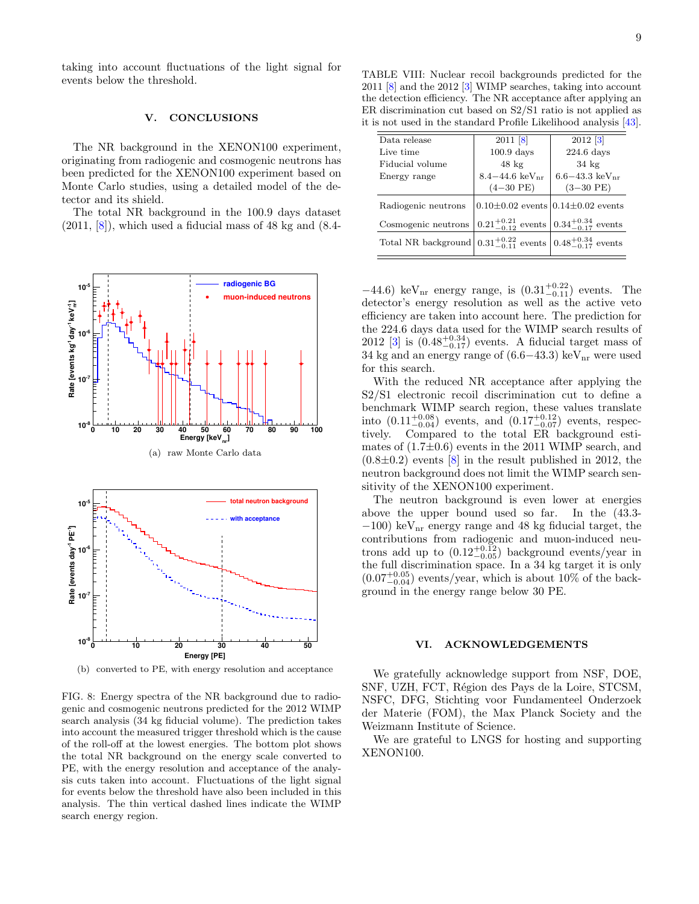taking into account fluctuations of the light signal for events below the threshold.

## V. CONCLUSIONS

The NR background in the XENON100 experiment, originating from radiogenic and cosmogenic neutrons has been predicted for the XENON100 experiment based on Monte Carlo studies, using a detailed model of the detector and its shield.

The total NR background in the 100.9 days dataset (2011, [8]), which used a fiducial mass of 48 kg and (8.4−44.6) keV$_{\rm nr}$ energy range, is $(0.31^{+0.22}_{-0.11})$ events. The detector's energy resolution as well as the active veto efficiency are taken into account here. The prediction for the 224.6 days data used for the WIMP search results of 2012 [3] is $(0.48^{+0.34}_{-0.17})$ events. A fiducial target mass of 34 kg and an energy range of (6.6−43.3) keV$_{\rm nr}$ were used for this search.

With the reduced NR acceptance after applying the S2/S1 electronic recoil discrimination cut to define a benchmark WIMP search region, these values translate into $(0.11^{+0.08}_{-0.04})$ events, and $(0.17^{+0.12}_{-0.07})$ events, respectively. Compared to the total ER background estimates of (1.7±0.6) events in the 2011 WIMP search, and (0.8±0.2) events [8] in the result published in 2012, the neutron background does not limit the WIMP search sensitivity of the XENON100 experiment.

The neutron background is even lower at energies above the upper bound used so far. In the (43.3-−100) keV$_{\rm nr}$ energy range and 48 kg fiducial target, the contributions from radiogenic and muon-induced neutrons add up to $(0.12^{+0.12}_{-0.05})$ background events/year in the full discrimination space. In a 34 kg target it is only $(0.07^{+0.05}_{-0.04})$ events/year, which is about 10% of the background in the energy range below 30 PE.

(a) raw Monte Carlo data

(b) converted to PE, with energy resolution and acceptance

FIG. 8: Energy spectra of the NR background due to radiogenic and cosmogenic neutrons predicted for the 2012 WIMP search analysis (34 kg fiducial volume). The prediction takes into account the measured trigger threshold which is the cause of the roll-off at the lowest energies. The bottom plot shows the total NR background on the energy scale converted to PE, with the energy resolution and acceptance of the analysis cuts taken into account. Fluctuations of the light signal for events below the threshold have also been included in this analysis. The thin vertical dashed lines indicate the WIMP search energy region.

TABLE VIII: Nuclear recoil backgrounds predicted for the 2011 [8] and the 2012 [3] WIMP searches, taking into account the detection efficiency. The NR acceptance after applying an ER discrimination cut based on S2/S1 ratio is not applied as it is not used in the standard Profile Likelihood analysis [43].

| Data release | 2011 [8] | 2012 [3] |
|---|---|---|
| Live time | 100.9 days | 224.6 days |
| Fiducial volume | 48 kg | 34 kg |
| Energy range | 8.4−44.6 keV$_{\rm nr}$ (4−30 PE) | 6.6−43.3 keV$_{\rm nr}$ (3−30 PE) |
| Radiogenic neutrons | 0.10±0.02 events | 0.14±0.02 events |
| Cosmogenic neutrons | $0.21^{+0.21}_{-0.12}$ events | $0.34^{+0.34}_{-0.17}$ events |
| Total NR background | $0.31^{+0.22}_{-0.11}$ events | $0.48^{+0.34}_{-0.17}$ events |

## VI. ACKNOWLEDGEMENTS

We gratefully acknowledge support from NSF, DOE, SNF, UZH, FCT, Région des Pays de la Loire, STCSM, NSFC, DFG, Stichting voor Fundamenteel Onderzoek der Materie (FOM), the Max Planck Society and the Weizmann Institute of Science.

We are grateful to LNGS for hosting and supporting XENON100.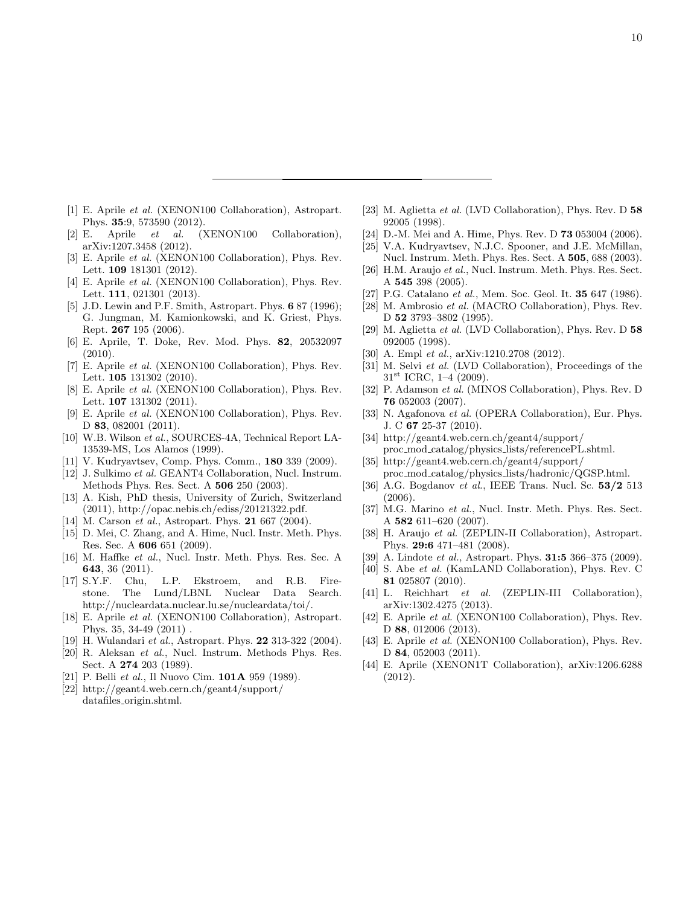[1] E. Aprile *et al.* (XENON100 Collaboration), Astropart. Phys. **35**:9, 573590 (2012).

[2] E. Aprile *et al.* (XENON100 Collaboration), arXiv:1207.3458 (2012).

[3] E. Aprile *et al.* (XENON100 Collaboration), Phys. Rev. Lett. **109** 181301 (2012).

[4] E. Aprile *et al.* (XENON100 Collaboration), Phys. Rev. Lett. **111**, 021301 (2013).

[5] J.D. Lewin and P.F. Smith, Astropart. Phys. **6** 87 (1996); G. Jungman, M. Kamionkowski, and K. Griest, Phys. Rept. **267** 195 (2006).

[6] E. Aprile, T. Doke, Rev. Mod. Phys. **82**, 20532097 (2010).

[7] E. Aprile *et al.* (XENON100 Collaboration), Phys. Rev. Lett. **105** 131302 (2010).

[8] E. Aprile *et al.* (XENON100 Collaboration), Phys. Rev. Lett. **107** 131302 (2011).

[9] E. Aprile *et al.* (XENON100 Collaboration), Phys. Rev. D **83**, 082001 (2011).

[10] W.B. Wilson *et al.*, SOURCES-4A, Technical Report LA-13539-MS, Los Alamos (1999).

[11] V. Kudryavtsev, Comp. Phys. Comm., **180** 339 (2009).

[12] J. Sulkimo *et al.* GEANT4 Collaboration, Nucl. Instrum. Methods Phys. Res. Sect. A **506** 250 (2003).

[13] A. Kish, PhD thesis, University of Zurich, Switzerland (2011), http://opac.nebis.ch/ediss/20121322.pdf.

[14] M. Carson *et al.*, Astropart. Phys. **21** 667 (2004).

[15] D. Mei, C. Zhang, and A. Hime, Nucl. Instr. Meth. Phys. Res. Sec. A **606** 651 (2009).

[16] M. Haffke *et al.*, Nucl. Instr. Meth. Phys. Res. Sec. A **643**, 36 (2011).

[17] S.Y.F. Chu, L.P. Ekstroem, and R.B. Firestone. The Lund/LBNL Nuclear Data Search. http://nucleardata.nuclear.lu.se/nucleardata/toi/.

[18] E. Aprile *et al.* (XENON100 Collaboration), Astropart. Phys. 35, 34-49 (2011) .

[19] H. Wulandari *et al.*, Astropart. Phys. **22** 313-322 (2004).

[20] R. Aleksan *et al.*, Nucl. Instrum. Methods Phys. Res. Sect. A **274** 203 (1989).

[21] P. Belli *et al.*, Il Nuovo Cim. **101A** 959 (1989).

[22] http://geant4.web.cern.ch/geant4/support/datafiles_origin.shtml.

[23] M. Aglietta *et al.* (LVD Collaboration), Phys. Rev. D **58** 92005 (1998).

[24] D.-M. Mei and A. Hime, Phys. Rev. D **73** 053004 (2006).

[25] V.A. Kudryavtsev, N.J.C. Spooner, and J.E. McMillan, Nucl. Instrum. Meth. Phys. Res. Sect. A **505**, 688 (2003).

[26] H.M. Araujo *et al.*, Nucl. Instrum. Meth. Phys. Res. Sect. A **545** 398 (2005).

[27] P.G. Catalano *et al.*, Mem. Soc. Geol. It. **35** 647 (1986).

[28] M. Ambrosio *et al.* (MACRO Collaboration), Phys. Rev. D **52** 3793–3802 (1995).

[29] M. Aglietta *et al.* (LVD Collaboration), Phys. Rev. D **58** 092005 (1998).

[30] A. Empl *et al.*, arXiv:1210.2708 (2012).

[31] M. Selvi *et al.* (LVD Collaboration), Proceedings of the 31$^{st}$ ICRC, 1–4 (2009).

[32] P. Adamson *et al.* (MINOS Collaboration), Phys. Rev. D **76** 052003 (2007).

[33] N. Agafonova *et al.* (OPERA Collaboration), Eur. Phys. J. C **67** 25-37 (2010).

[34] http://geant4.web.cern.ch/geant4/support/proc_mod_catalog/physics_lists/referencePL.shtml.

[35] http://geant4.web.cern.ch/geant4/support/proc_mod_catalog/physics_lists/hadronic/QGSP.html.

[36] A.G. Bogdanov *et al.*, IEEE Trans. Nucl. Sc. **53/2** 513 (2006).

[37] M.G. Marino *et al.*, Nucl. Instr. Meth. Phys. Res. Sect. A **582** 611–620 (2007).

[38] H. Araujo *et al.* (ZEPLIN-II Collaboration), Astropart. Phys. **29:6** 471–481 (2008).

[39] A. Lindote *et al.*, Astropart. Phys. **31:5** 366–375 (2009).

[40] S. Abe *et al.* (KamLAND Collaboration), Phys. Rev. C **81** 025807 (2010).

[41] L. Reichhart *et al.* (ZEPLIN-III Collaboration), arXiv:1302.4275 (2013).

[42] E. Aprile *et al.* (XENON100 Collaboration), Phys. Rev. D **88**, 012006 (2013).

[43] E. Aprile *et al.* (XENON100 Collaboration), Phys. Rev. D **84**, 052003 (2011).

[44] E. Aprile (XENON1T Collaboration), arXiv:1206.6288 (2012).